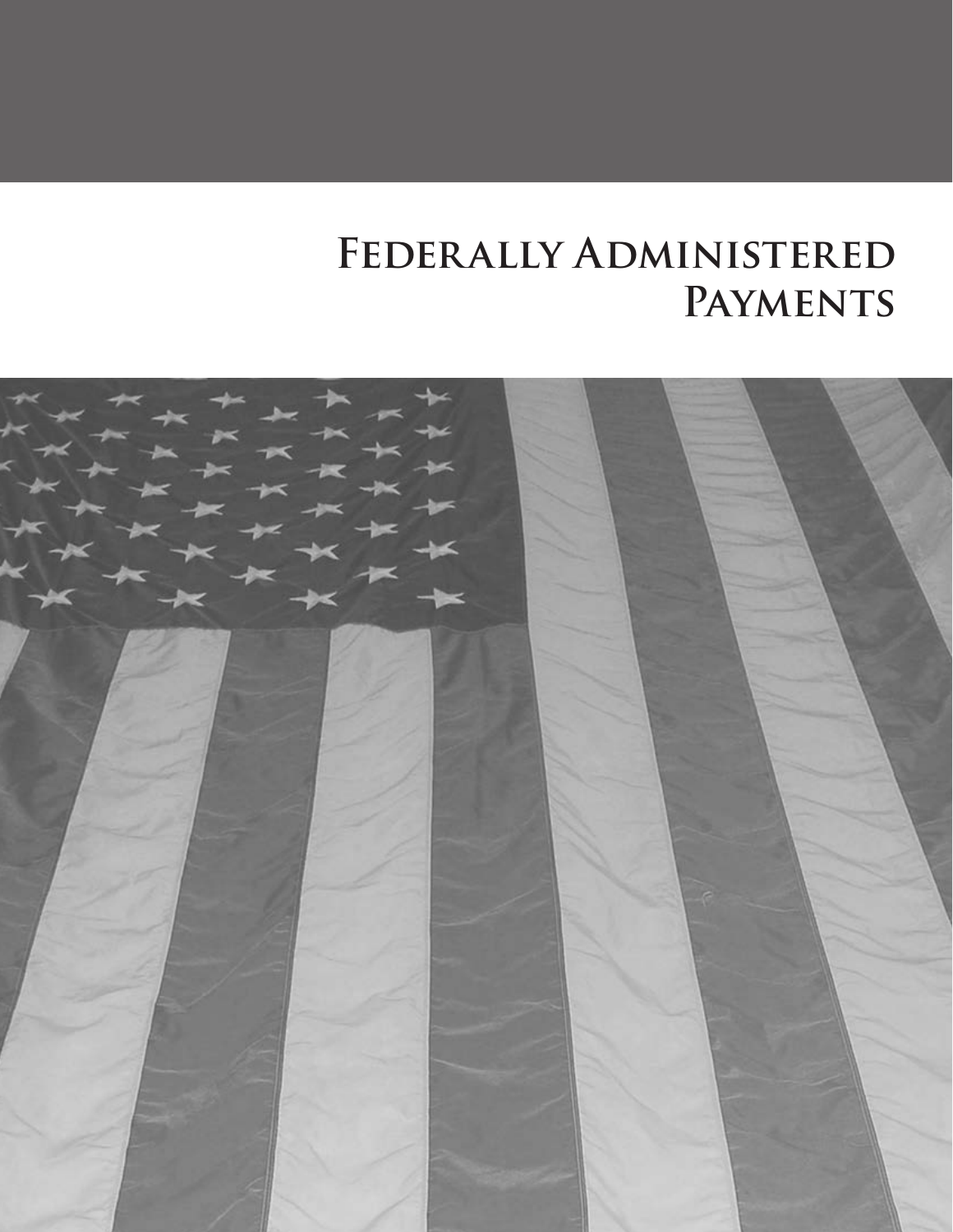# Federally Administered Payments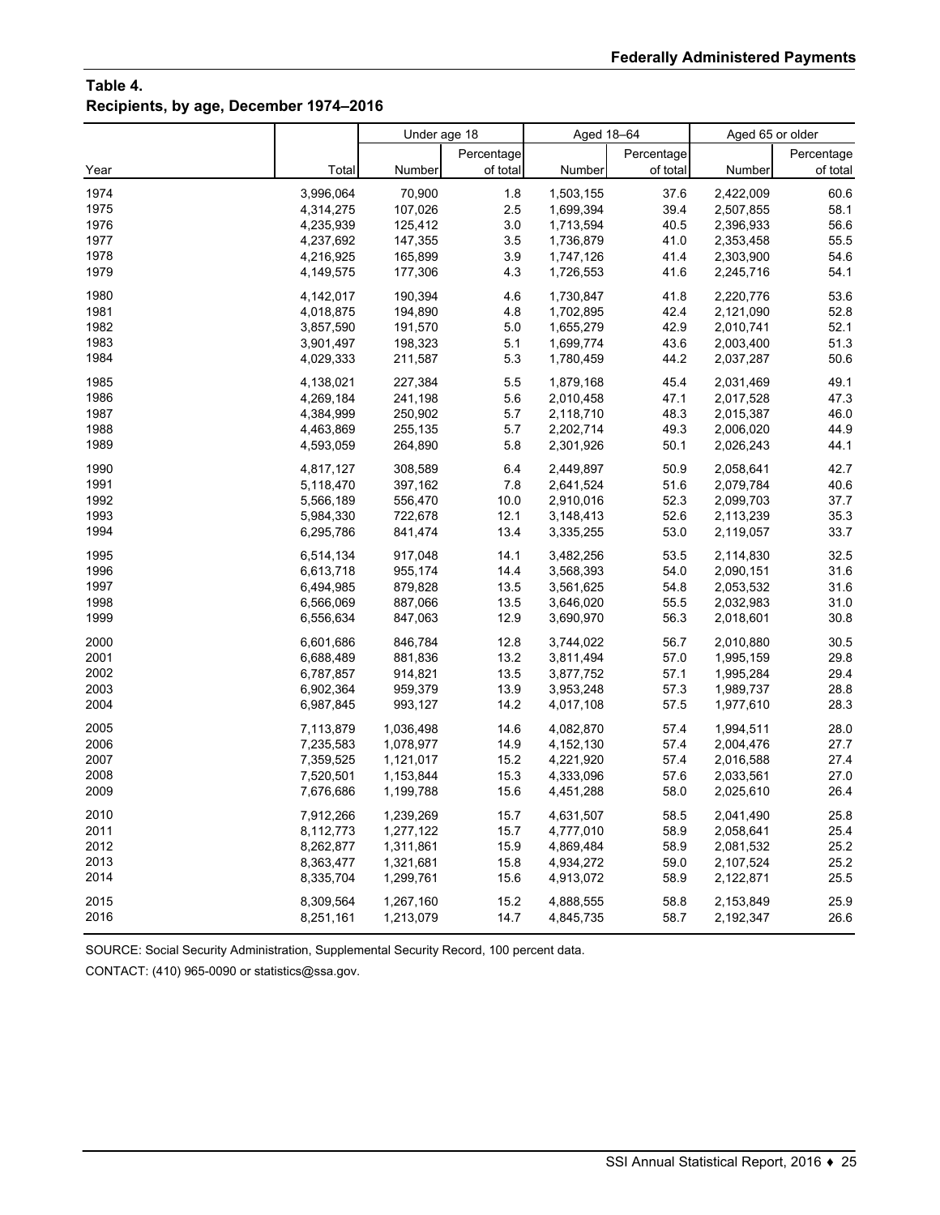## Table 4.
## Recipients, by age, December 1974–2016

| Year | Total | Under age 18 | | Aged 18–64 | | Aged 65 or older | |
|---|---|---|---|---|---|---|---|
| | | Number | Percentage of total | Number | Percentage of total | Number | Percentage of total |
| 1974 | 3,996,064 | 70,900 | 1.8 | 1,503,155 | 37.6 | 2,422,009 | 60.6 |
| 1975 | 4,314,275 | 107,026 | 2.5 | 1,699,394 | 39.4 | 2,507,855 | 58.1 |
| 1976 | 4,235,939 | 125,412 | 3.0 | 1,713,594 | 40.5 | 2,396,933 | 56.6 |
| 1977 | 4,237,692 | 147,355 | 3.5 | 1,736,879 | 41.0 | 2,353,458 | 55.5 |
| 1978 | 4,216,925 | 165,899 | 3.9 | 1,747,126 | 41.4 | 2,303,900 | 54.6 |
| 1979 | 4,149,575 | 177,306 | 4.3 | 1,726,553 | 41.6 | 2,245,716 | 54.1 |
| 1980 | 4,142,017 | 190,394 | 4.6 | 1,730,847 | 41.8 | 2,220,776 | 53.6 |
| 1981 | 4,018,875 | 194,890 | 4.8 | 1,702,895 | 42.4 | 2,121,090 | 52.8 |
| 1982 | 3,857,590 | 191,570 | 5.0 | 1,655,279 | 42.9 | 2,010,741 | 52.1 |
| 1983 | 3,901,497 | 198,323 | 5.1 | 1,699,774 | 43.6 | 2,003,400 | 51.3 |
| 1984 | 4,029,333 | 211,587 | 5.3 | 1,780,459 | 44.2 | 2,037,287 | 50.6 |
| 1985 | 4,138,021 | 227,384 | 5.5 | 1,879,168 | 45.4 | 2,031,469 | 49.1 |
| 1986 | 4,269,184 | 241,198 | 5.6 | 2,010,458 | 47.1 | 2,017,528 | 47.3 |
| 1987 | 4,384,999 | 250,902 | 5.7 | 2,118,710 | 48.3 | 2,015,387 | 46.0 |
| 1988 | 4,463,869 | 255,135 | 5.7 | 2,202,714 | 49.3 | 2,006,020 | 44.9 |
| 1989 | 4,593,059 | 264,890 | 5.8 | 2,301,926 | 50.1 | 2,026,243 | 44.1 |
| 1990 | 4,817,127 | 308,589 | 6.4 | 2,449,897 | 50.9 | 2,058,641 | 42.7 |
| 1991 | 5,118,470 | 397,162 | 7.8 | 2,641,524 | 51.6 | 2,079,784 | 40.6 |
| 1992 | 5,566,189 | 556,470 | 10.0 | 2,910,016 | 52.3 | 2,099,703 | 37.7 |
| 1993 | 5,984,330 | 722,678 | 12.1 | 3,148,413 | 52.6 | 2,113,239 | 35.3 |
| 1994 | 6,295,786 | 841,474 | 13.4 | 3,335,255 | 53.0 | 2,119,057 | 33.7 |
| 1995 | 6,514,134 | 917,048 | 14.1 | 3,482,256 | 53.5 | 2,114,830 | 32.5 |
| 1996 | 6,613,718 | 955,174 | 14.4 | 3,568,393 | 54.0 | 2,090,151 | 31.6 |
| 1997 | 6,494,985 | 879,828 | 13.5 | 3,561,625 | 54.8 | 2,053,532 | 31.6 |
| 1998 | 6,566,069 | 887,066 | 13.5 | 3,646,020 | 55.5 | 2,032,983 | 31.0 |
| 1999 | 6,556,634 | 847,063 | 12.9 | 3,690,970 | 56.3 | 2,018,601 | 30.8 |
| 2000 | 6,601,686 | 846,784 | 12.8 | 3,744,022 | 56.7 | 2,010,880 | 30.5 |
| 2001 | 6,688,489 | 881,836 | 13.2 | 3,811,494 | 57.0 | 1,995,159 | 29.8 |
| 2002 | 6,787,857 | 914,821 | 13.5 | 3,877,752 | 57.1 | 1,995,284 | 29.4 |
| 2003 | 6,902,364 | 959,379 | 13.9 | 3,953,248 | 57.3 | 1,989,737 | 28.8 |
| 2004 | 6,987,845 | 993,127 | 14.2 | 4,017,108 | 57.5 | 1,977,610 | 28.3 |
| 2005 | 7,113,879 | 1,036,498 | 14.6 | 4,082,870 | 57.4 | 1,994,511 | 28.0 |
| 2006 | 7,235,583 | 1,078,977 | 14.9 | 4,152,130 | 57.4 | 2,004,476 | 27.7 |
| 2007 | 7,359,525 | 1,121,017 | 15.2 | 4,221,920 | 57.4 | 2,016,588 | 27.4 |
| 2008 | 7,520,501 | 1,153,844 | 15.3 | 4,333,096 | 57.6 | 2,033,561 | 27.0 |
| 2009 | 7,676,686 | 1,199,788 | 15.6 | 4,451,288 | 58.0 | 2,025,610 | 26.4 |
| 2010 | 7,912,266 | 1,239,269 | 15.7 | 4,631,507 | 58.5 | 2,041,490 | 25.8 |
| 2011 | 8,112,773 | 1,277,122 | 15.7 | 4,777,010 | 58.9 | 2,058,641 | 25.4 |
| 2012 | 8,262,877 | 1,311,861 | 15.9 | 4,869,484 | 58.9 | 2,081,532 | 25.2 |
| 2013 | 8,363,477 | 1,321,681 | 15.8 | 4,934,272 | 59.0 | 2,107,524 | 25.2 |
| 2014 | 8,335,704 | 1,299,761 | 15.6 | 4,913,072 | 58.9 | 2,122,871 | 25.5 |
| 2015 | 8,309,564 | 1,267,160 | 15.2 | 4,888,555 | 58.8 | 2,153,849 | 25.9 |
| 2016 | 8,251,161 | 1,213,079 | 14.7 | 4,845,735 | 58.7 | 2,192,347 | 26.6 |

SOURCE: Social Security Administration, Supplemental Security Record, 100 percent data.

CONTACT: (410) 965-0090 or statistics@ssa.gov.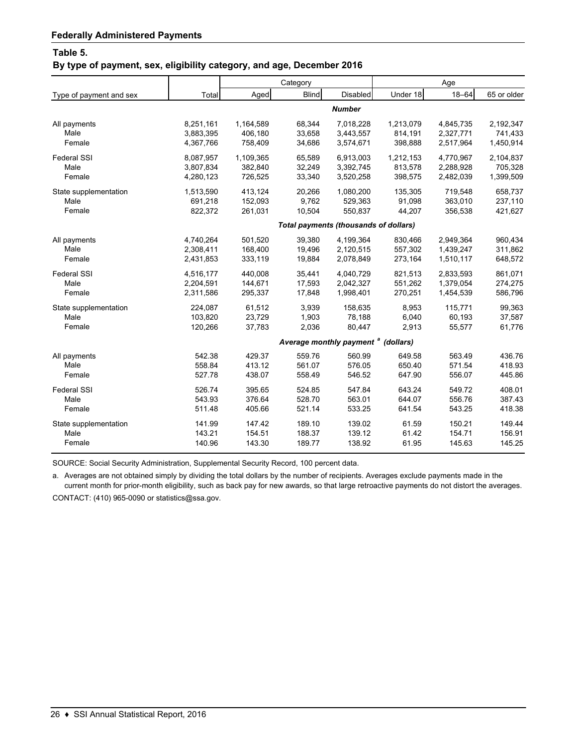**Federally Administered Payments**

**Table 5.**
**By type of payment, sex, eligibility category, and age, December 2016**

| Type of payment and sex | Total | Category | | | Age | | |
|---|---|---|---|---|---|---|---|
| | | Aged | Blind | Disabled | Under 18 | 18–64 | 65 or older |
| | | | | ***Number*** | | | |
| All payments | 8,251,161 | 1,164,589 | 68,344 | 7,018,228 | 1,213,079 | 4,845,735 | 2,192,347 |
| Male | 3,883,395 | 406,180 | 33,658 | 3,443,557 | 814,191 | 2,327,771 | 741,433 |
| Female | 4,367,766 | 758,409 | 34,686 | 3,574,671 | 398,888 | 2,517,964 | 1,450,914 |
| Federal SSI | 8,087,957 | 1,109,365 | 65,589 | 6,913,003 | 1,212,153 | 4,770,967 | 2,104,837 |
| Male | 3,807,834 | 382,840 | 32,249 | 3,392,745 | 813,578 | 2,288,928 | 705,328 |
| Female | 4,280,123 | 726,525 | 33,340 | 3,520,258 | 398,575 | 2,482,039 | 1,399,509 |
| State supplementation | 1,513,590 | 413,124 | 20,266 | 1,080,200 | 135,305 | 719,548 | 658,737 |
| Male | 691,218 | 152,093 | 9,762 | 529,363 | 91,098 | 363,010 | 237,110 |
| Female | 822,372 | 261,031 | 10,504 | 550,837 | 44,207 | 356,538 | 421,627 |
| | | | | ***Total payments (thousands of dollars)*** | | | |
| All payments | 4,740,264 | 501,520 | 39,380 | 4,199,364 | 830,466 | 2,949,364 | 960,434 |
| Male | 2,308,411 | 168,400 | 19,496 | 2,120,515 | 557,302 | 1,439,247 | 311,862 |
| Female | 2,431,853 | 333,119 | 19,884 | 2,078,849 | 273,164 | 1,510,117 | 648,572 |
| Federal SSI | 4,516,177 | 440,008 | 35,441 | 4,040,729 | 821,513 | 2,833,593 | 861,071 |
| Male | 2,204,591 | 144,671 | 17,593 | 2,042,327 | 551,262 | 1,379,054 | 274,275 |
| Female | 2,311,586 | 295,337 | 17,848 | 1,998,401 | 270,251 | 1,454,539 | 586,796 |
| State supplementation | 224,087 | 61,512 | 3,939 | 158,635 | 8,953 | 115,771 | 99,363 |
| Male | 103,820 | 23,729 | 1,903 | 78,188 | 6,040 | 60,193 | 37,587 |
| Female | 120,266 | 37,783 | 2,036 | 80,447 | 2,913 | 55,577 | 61,776 |
| | | | | ***Average monthly payment [a] (dollars)*** | | | |
| All payments | 542.38 | 429.37 | 559.76 | 560.99 | 649.58 | 563.49 | 436.76 |
| Male | 558.84 | 413.12 | 561.07 | 576.05 | 650.40 | 571.54 | 418.93 |
| Female | 527.78 | 438.07 | 558.49 | 546.52 | 647.90 | 556.07 | 445.86 |
| Federal SSI | 526.74 | 395.65 | 524.85 | 547.84 | 643.24 | 549.72 | 408.01 |
| Male | 543.93 | 376.64 | 528.70 | 563.01 | 644.07 | 556.76 | 387.43 |
| Female | 511.48 | 405.66 | 521.14 | 533.25 | 641.54 | 543.25 | 418.38 |
| State supplementation | 141.99 | 147.42 | 189.10 | 139.02 | 61.59 | 150.21 | 149.44 |
| Male | 143.21 | 154.51 | 188.37 | 139.12 | 61.42 | 154.71 | 156.91 |
| Female | 140.96 | 143.30 | 189.77 | 138.92 | 61.95 | 145.63 | 145.25 |

SOURCE: Social Security Administration, Supplemental Security Record, 100 percent data.

a. Averages are not obtained simply by dividing the total dollars by the number of recipients. Averages exclude payments made in the current month for prior-month eligibility, such as back pay for new awards, so that large retroactive payments do not distort the averages.

CONTACT: (410) 965-0090 or statistics@ssa.gov.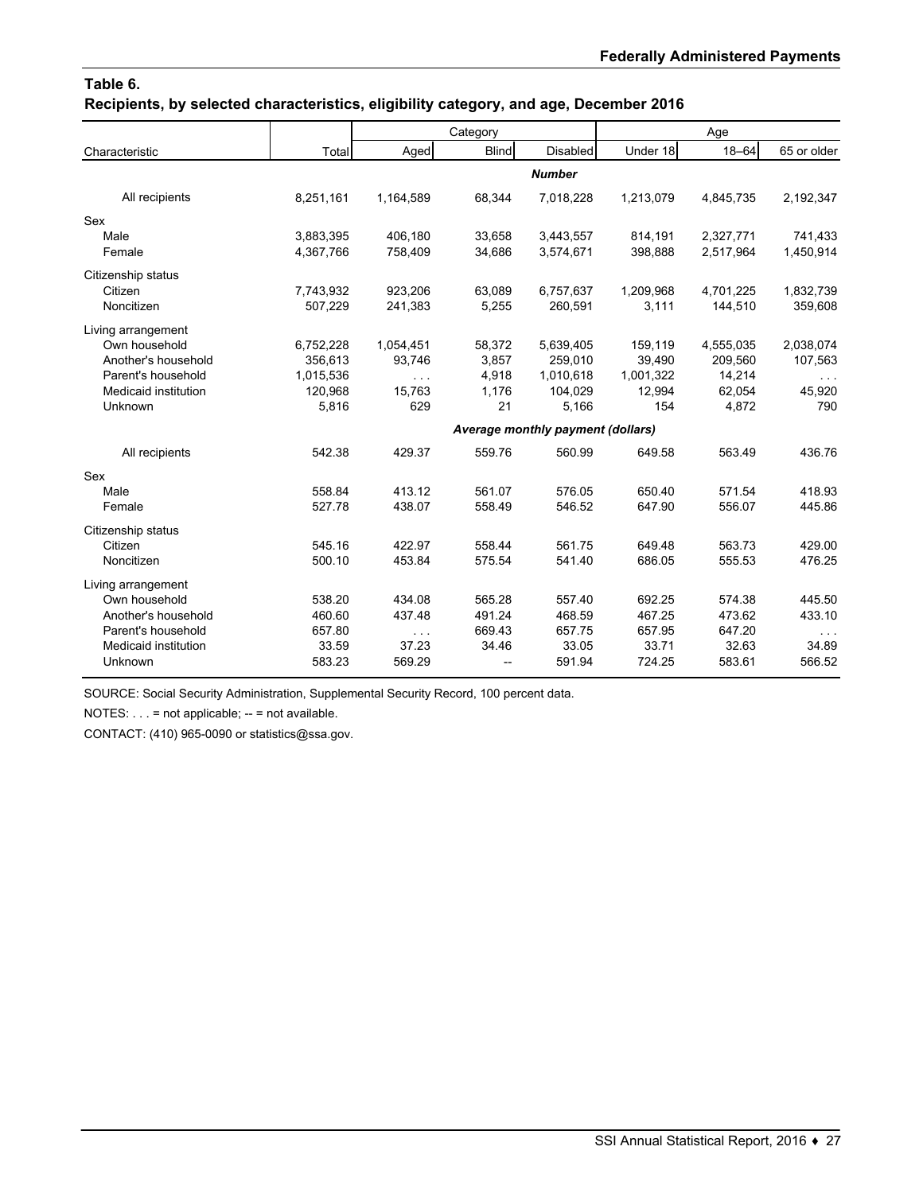## Table 6.
## Recipients, by selected characteristics, eligibility category, and age, December 2016

| Characteristic | Total | Category | | | Age | | |
|---|---|---|---|---|---|---|---|
| | | Aged | Blind | Disabled | Under 18 | 18–64 | 65 or older |
| | | | | ***Number*** | | | |
| All recipients | 8,251,161 | 1,164,589 | 68,344 | 7,018,228 | 1,213,079 | 4,845,735 | 2,192,347 |
| Sex | | | | | | | |
| Male | 3,883,395 | 406,180 | 33,658 | 3,443,557 | 814,191 | 2,327,771 | 741,433 |
| Female | 4,367,766 | 758,409 | 34,686 | 3,574,671 | 398,888 | 2,517,964 | 1,450,914 |
| Citizenship status | | | | | | | |
| Citizen | 7,743,932 | 923,206 | 63,089 | 6,757,637 | 1,209,968 | 4,701,225 | 1,832,739 |
| Noncitizen | 507,229 | 241,383 | 5,255 | 260,591 | 3,111 | 144,510 | 359,608 |
| Living arrangement | | | | | | | |
| Own household | 6,752,228 | 1,054,451 | 58,372 | 5,639,405 | 159,119 | 4,555,035 | 2,038,074 |
| Another's household | 356,613 | 93,746 | 3,857 | 259,010 | 39,490 | 209,560 | 107,563 |
| Parent's household | 1,015,536 | . . . | 4,918 | 1,010,618 | 1,001,322 | 14,214 | . . . |
| Medicaid institution | 120,968 | 15,763 | 1,176 | 104,029 | 12,994 | 62,054 | 45,920 |
| Unknown | 5,816 | 629 | 21 | 5,166 | 154 | 4,872 | 790 |
| | | | | ***Average monthly payment (dollars)*** | | | |
| All recipients | 542.38 | 429.37 | 559.76 | 560.99 | 649.58 | 563.49 | 436.76 |
| Sex | | | | | | | |
| Male | 558.84 | 413.12 | 561.07 | 576.05 | 650.40 | 571.54 | 418.93 |
| Female | 527.78 | 438.07 | 558.49 | 546.52 | 647.90 | 556.07 | 445.86 |
| Citizenship status | | | | | | | |
| Citizen | 545.16 | 422.97 | 558.44 | 561.75 | 649.48 | 563.73 | 429.00 |
| Noncitizen | 500.10 | 453.84 | 575.54 | 541.40 | 686.05 | 555.53 | 476.25 |
| Living arrangement | | | | | | | |
| Own household | 538.20 | 434.08 | 565.28 | 557.40 | 692.25 | 574.38 | 445.50 |
| Another's household | 460.60 | 437.48 | 491.24 | 468.59 | 467.25 | 473.62 | 433.10 |
| Parent's household | 657.80 | . . . | 669.43 | 657.75 | 657.95 | 647.20 | . . . |
| Medicaid institution | 33.59 | 37.23 | 34.46 | 33.05 | 33.71 | 32.63 | 34.89 |
| Unknown | 583.23 | 569.29 | -- | 591.94 | 724.25 | 583.61 | 566.52 |

SOURCE: Social Security Administration, Supplemental Security Record, 100 percent data.

NOTES: . . . = not applicable; -- = not available.

CONTACT: (410) 965-0090 or statistics@ssa.gov.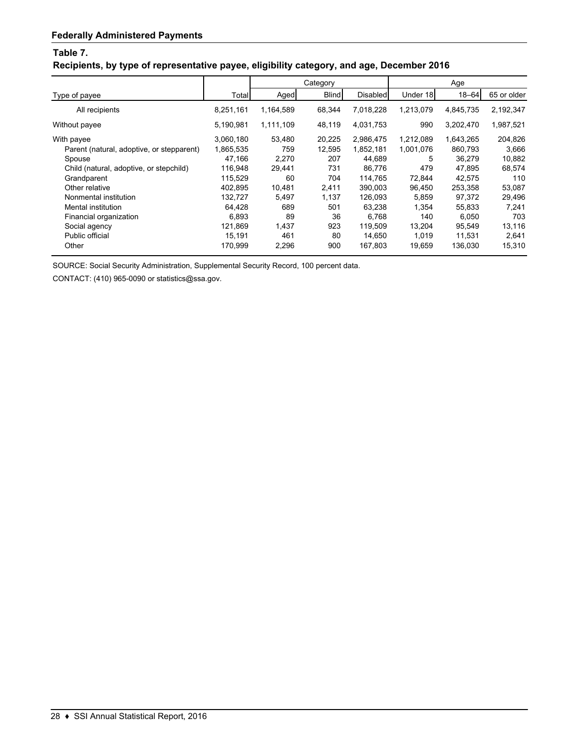**Federally Administered Payments**

**Table 7.**
**Recipients, by type of representative payee, eligibility category, and age, December 2016**

| Type of payee | Total | Category | | | Age | | |
|---|---|---|---|---|---|---|---|
| | | Aged | Blind | Disabled | Under 18 | 18–64 | 65 or older |
| All recipients | 8,251,161 | 1,164,589 | 68,344 | 7,018,228 | 1,213,079 | 4,845,735 | 2,192,347 |
| Without payee | 5,190,981 | 1,111,109 | 48,119 | 4,031,753 | 990 | 3,202,470 | 1,987,521 |
| With payee | 3,060,180 | 53,480 | 20,225 | 2,986,475 | 1,212,089 | 1,643,265 | 204,826 |
| Parent (natural, adoptive, or stepparent) | 1,865,535 | 759 | 12,595 | 1,852,181 | 1,001,076 | 860,793 | 3,666 |
| Spouse | 47,166 | 2,270 | 207 | 44,689 | 5 | 36,279 | 10,882 |
| Child (natural, adoptive, or stepchild) | 116,948 | 29,441 | 731 | 86,776 | 479 | 47,895 | 68,574 |
| Grandparent | 115,529 | 60 | 704 | 114,765 | 72,844 | 42,575 | 110 |
| Other relative | 402,895 | 10,481 | 2,411 | 390,003 | 96,450 | 253,358 | 53,087 |
| Nonmental institution | 132,727 | 5,497 | 1,137 | 126,093 | 5,859 | 97,372 | 29,496 |
| Mental institution | 64,428 | 689 | 501 | 63,238 | 1,354 | 55,833 | 7,241 |
| Financial organization | 6,893 | 89 | 36 | 6,768 | 140 | 6,050 | 703 |
| Social agency | 121,869 | 1,437 | 923 | 119,509 | 13,204 | 95,549 | 13,116 |
| Public official | 15,191 | 461 | 80 | 14,650 | 1,019 | 11,531 | 2,641 |
| Other | 170,999 | 2,296 | 900 | 167,803 | 19,659 | 136,030 | 15,310 |

SOURCE: Social Security Administration, Supplemental Security Record, 100 percent data.

CONTACT: (410) 965-0090 or statistics@ssa.gov.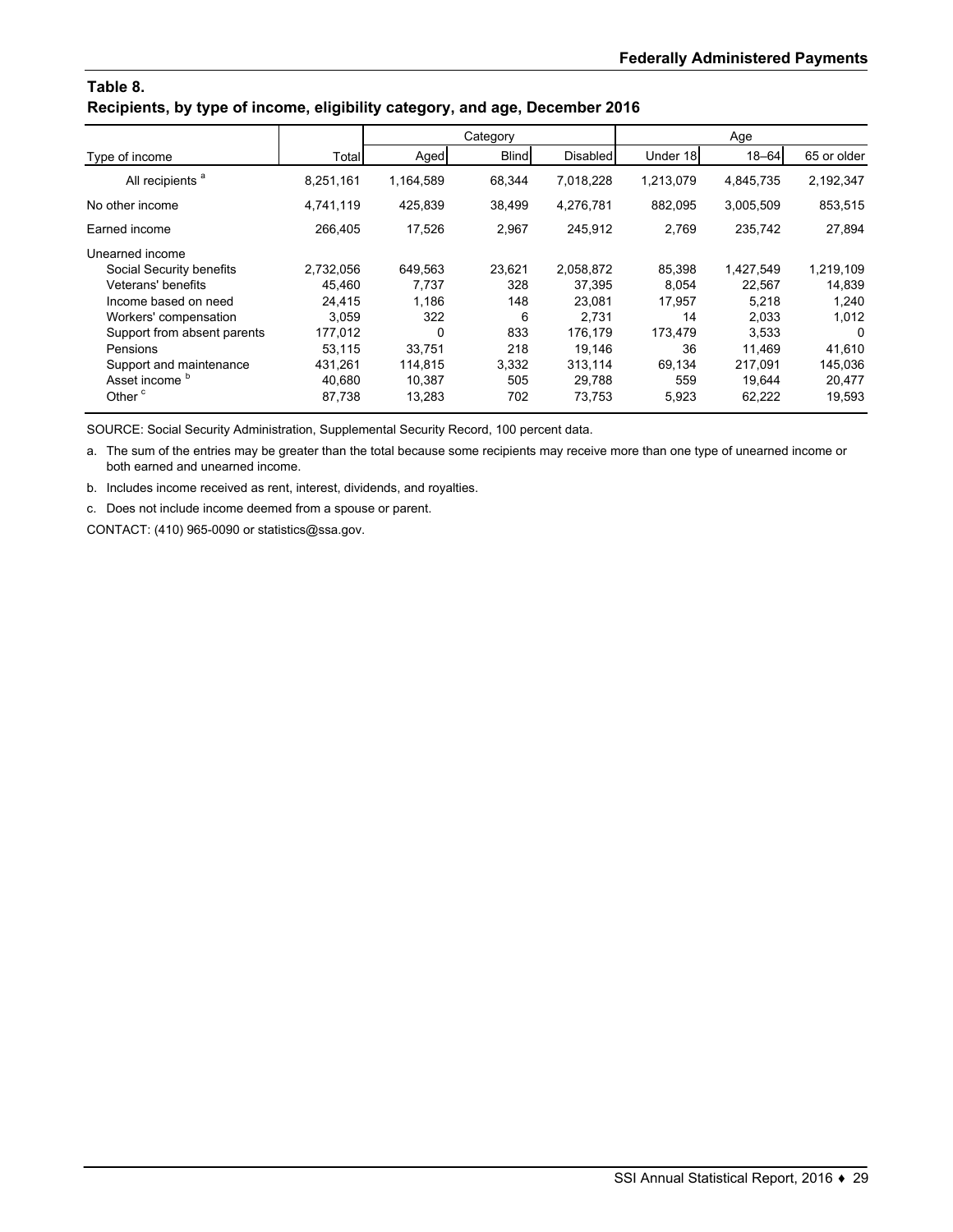## Table 8.
## Recipients, by type of income, eligibility category, and age, December 2016

| Type of income | Total | Category | | | Age | | |
|---|---|---|---|---|---|---|---|
| | | Aged | Blind | Disabled | Under 18 | 18–64 | 65 or older |
| All recipients [a] | 8,251,161 | 1,164,589 | 68,344 | 7,018,228 | 1,213,079 | 4,845,735 | 2,192,347 |
| No other income | 4,741,119 | 425,839 | 38,499 | 4,276,781 | 882,095 | 3,005,509 | 853,515 |
| Earned income | 266,405 | 17,526 | 2,967 | 245,912 | 2,769 | 235,742 | 27,894 |
| Unearned income | | | | | | | |
| Social Security benefits | 2,732,056 | 649,563 | 23,621 | 2,058,872 | 85,398 | 1,427,549 | 1,219,109 |
| Veterans' benefits | 45,460 | 7,737 | 328 | 37,395 | 8,054 | 22,567 | 14,839 |
| Income based on need | 24,415 | 1,186 | 148 | 23,081 | 17,957 | 5,218 | 1,240 |
| Workers' compensation | 3,059 | 322 | 6 | 2,731 | 14 | 2,033 | 1,012 |
| Support from absent parents | 177,012 | 0 | 833 | 176,179 | 173,479 | 3,533 | 0 |
| Pensions | 53,115 | 33,751 | 218 | 19,146 | 36 | 11,469 | 41,610 |
| Support and maintenance | 431,261 | 114,815 | 3,332 | 313,114 | 69,134 | 217,091 | 145,036 |
| Asset income [b] | 40,680 | 10,387 | 505 | 29,788 | 559 | 19,644 | 20,477 |
| Other [c] | 87,738 | 13,283 | 702 | 73,753 | 5,923 | 62,222 | 19,593 |

SOURCE: Social Security Administration, Supplemental Security Record, 100 percent data.

a. The sum of the entries may be greater than the total because some recipients may receive more than one type of unearned income or both earned and unearned income.

b. Includes income received as rent, interest, dividends, and royalties.

c. Does not include income deemed from a spouse or parent.

CONTACT: (410) 965-0090 or statistics@ssa.gov.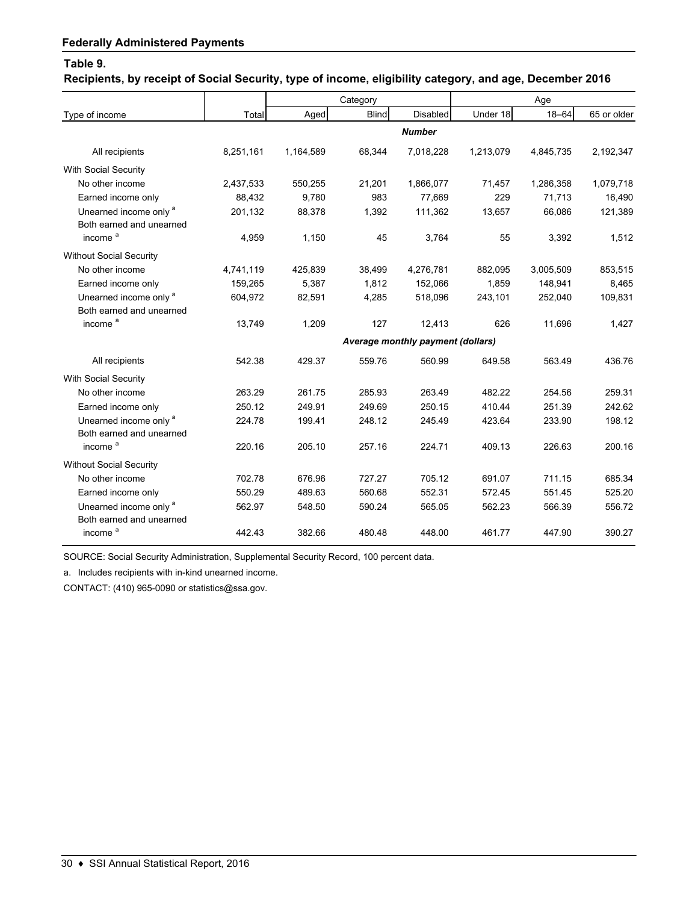**Federally Administered Payments**

**Table 9.**

**Recipients, by receipt of Social Security, type of income, eligibility category, and age, December 2016**

| Type of income | Total | Category | | | Age | | |
|---|---|---|---|---|---|---|---|
| | | Aged | Blind | Disabled | Under 18 | 18–64 | 65 or older |
| | | | | ***Number*** | | | |
| All recipients | 8,251,161 | 1,164,589 | 68,344 | 7,018,228 | 1,213,079 | 4,845,735 | 2,192,347 |
| With Social Security | | | | | | | |
| No other income | 2,437,533 | 550,255 | 21,201 | 1,866,077 | 71,457 | 1,286,358 | 1,079,718 |
| Earned income only | 88,432 | 9,780 | 983 | 77,669 | 229 | 71,713 | 16,490 |
| Unearned income only [a] | 201,132 | 88,378 | 1,392 | 111,362 | 13,657 | 66,086 | 121,389 |
| Both earned and unearned income [a] | 4,959 | 1,150 | 45 | 3,764 | 55 | 3,392 | 1,512 |
| Without Social Security | | | | | | | |
| No other income | 4,741,119 | 425,839 | 38,499 | 4,276,781 | 882,095 | 3,005,509 | 853,515 |
| Earned income only | 159,265 | 5,387 | 1,812 | 152,066 | 1,859 | 148,941 | 8,465 |
| Unearned income only [a] | 604,972 | 82,591 | 4,285 | 518,096 | 243,101 | 252,040 | 109,831 |
| Both earned and unearned income [a] | 13,749 | 1,209 | 127 | 12,413 | 626 | 11,696 | 1,427 |
| | | | | ***Average monthly payment (dollars)*** | | | |
| All recipients | 542.38 | 429.37 | 559.76 | 560.99 | 649.58 | 563.49 | 436.76 |
| With Social Security | | | | | | | |
| No other income | 263.29 | 261.75 | 285.93 | 263.49 | 482.22 | 254.56 | 259.31 |
| Earned income only | 250.12 | 249.91 | 249.69 | 250.15 | 410.44 | 251.39 | 242.62 |
| Unearned income only [a] | 224.78 | 199.41 | 248.12 | 245.49 | 423.64 | 233.90 | 198.12 |
| Both earned and unearned income [a] | 220.16 | 205.10 | 257.16 | 224.71 | 409.13 | 226.63 | 200.16 |
| Without Social Security | | | | | | | |
| No other income | 702.78 | 676.96 | 727.27 | 705.12 | 691.07 | 711.15 | 685.34 |
| Earned income only | 550.29 | 489.63 | 560.68 | 552.31 | 572.45 | 551.45 | 525.20 |
| Unearned income only [a] | 562.97 | 548.50 | 590.24 | 565.05 | 562.23 | 566.39 | 556.72 |
| Both earned and unearned income [a] | 442.43 | 382.66 | 480.48 | 448.00 | 461.77 | 447.90 | 390.27 |

SOURCE: Social Security Administration, Supplemental Security Record, 100 percent data.

a. Includes recipients with in-kind unearned income.

CONTACT: (410) 965-0090 or statistics@ssa.gov.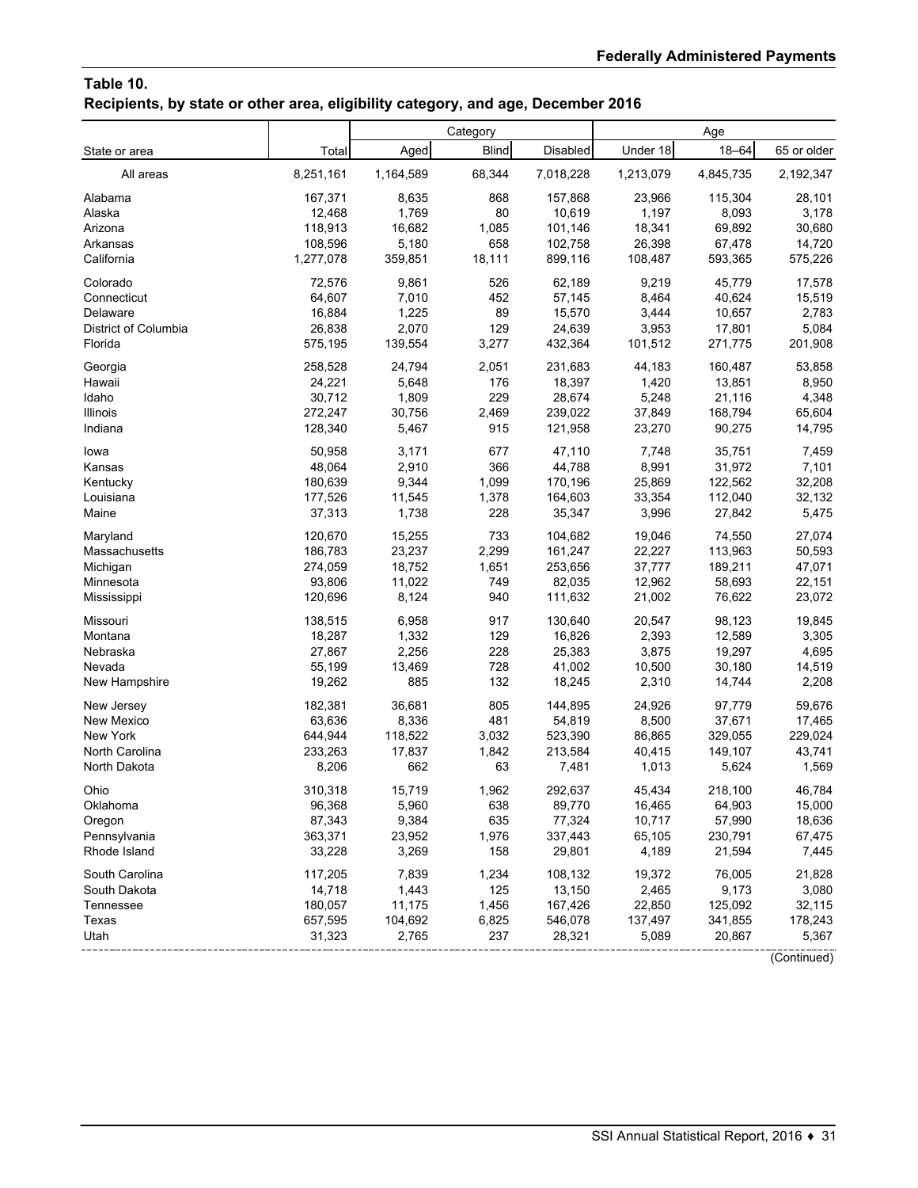**Table 10.**
**Recipients, by state or other area, eligibility category, and age, December 2016**

| State or area | Total | Category | | | Age | | |
|---|---|---|---|---|---|---|---|
| | | Aged | Blind | Disabled | Under 18 | 18–64 | 65 or older |
| All areas | 8,251,161 | 1,164,589 | 68,344 | 7,018,228 | 1,213,079 | 4,845,735 | 2,192,347 |
| Alabama | 167,371 | 8,635 | 868 | 157,868 | 23,966 | 115,304 | 28,101 |
| Alaska | 12,468 | 1,769 | 80 | 10,619 | 1,197 | 8,093 | 3,178 |
| Arizona | 118,913 | 16,682 | 1,085 | 101,146 | 18,341 | 69,892 | 30,680 |
| Arkansas | 108,596 | 5,180 | 658 | 102,758 | 26,398 | 67,478 | 14,720 |
| California | 1,277,078 | 359,851 | 18,111 | 899,116 | 108,487 | 593,365 | 575,226 |
| Colorado | 72,576 | 9,861 | 526 | 62,189 | 9,219 | 45,779 | 17,578 |
| Connecticut | 64,607 | 7,010 | 452 | 57,145 | 8,464 | 40,624 | 15,519 |
| Delaware | 16,884 | 1,225 | 89 | 15,570 | 3,444 | 10,657 | 2,783 |
| District of Columbia | 26,838 | 2,070 | 129 | 24,639 | 3,953 | 17,801 | 5,084 |
| Florida | 575,195 | 139,554 | 3,277 | 432,364 | 101,512 | 271,775 | 201,908 |
| Georgia | 258,528 | 24,794 | 2,051 | 231,683 | 44,183 | 160,487 | 53,858 |
| Hawaii | 24,221 | 5,648 | 176 | 18,397 | 1,420 | 13,851 | 8,950 |
| Idaho | 30,712 | 1,809 | 229 | 28,674 | 5,248 | 21,116 | 4,348 |
| Illinois | 272,247 | 30,756 | 2,469 | 239,022 | 37,849 | 168,794 | 65,604 |
| Indiana | 128,340 | 5,467 | 915 | 121,958 | 23,270 | 90,275 | 14,795 |
| Iowa | 50,958 | 3,171 | 677 | 47,110 | 7,748 | 35,751 | 7,459 |
| Kansas | 48,064 | 2,910 | 366 | 44,788 | 8,991 | 31,972 | 7,101 |
| Kentucky | 180,639 | 9,344 | 1,099 | 170,196 | 25,869 | 122,562 | 32,208 |
| Louisiana | 177,526 | 11,545 | 1,378 | 164,603 | 33,354 | 112,040 | 32,132 |
| Maine | 37,313 | 1,738 | 228 | 35,347 | 3,996 | 27,842 | 5,475 |
| Maryland | 120,670 | 15,255 | 733 | 104,682 | 19,046 | 74,550 | 27,074 |
| Massachusetts | 186,783 | 23,237 | 2,299 | 161,247 | 22,227 | 113,963 | 50,593 |
| Michigan | 274,059 | 18,752 | 1,651 | 253,656 | 37,777 | 189,211 | 47,071 |
| Minnesota | 93,806 | 11,022 | 749 | 82,035 | 12,962 | 58,693 | 22,151 |
| Mississippi | 120,696 | 8,124 | 940 | 111,632 | 21,002 | 76,622 | 23,072 |
| Missouri | 138,515 | 6,958 | 917 | 130,640 | 20,547 | 98,123 | 19,845 |
| Montana | 18,287 | 1,332 | 129 | 16,826 | 2,393 | 12,589 | 3,305 |
| Nebraska | 27,867 | 2,256 | 228 | 25,383 | 3,875 | 19,297 | 4,695 |
| Nevada | 55,199 | 13,469 | 728 | 41,002 | 10,500 | 30,180 | 14,519 |
| New Hampshire | 19,262 | 885 | 132 | 18,245 | 2,310 | 14,744 | 2,208 |
| New Jersey | 182,381 | 36,681 | 805 | 144,895 | 24,926 | 97,779 | 59,676 |
| New Mexico | 63,636 | 8,336 | 481 | 54,819 | 8,500 | 37,671 | 17,465 |
| New York | 644,944 | 118,522 | 3,032 | 523,390 | 86,865 | 329,055 | 229,024 |
| North Carolina | 233,263 | 17,837 | 1,842 | 213,584 | 40,415 | 149,107 | 43,741 |
| North Dakota | 8,206 | 662 | 63 | 7,481 | 1,013 | 5,624 | 1,569 |
| Ohio | 310,318 | 15,719 | 1,962 | 292,637 | 45,434 | 218,100 | 46,784 |
| Oklahoma | 96,368 | 5,960 | 638 | 89,770 | 16,465 | 64,903 | 15,000 |
| Oregon | 87,343 | 9,384 | 635 | 77,324 | 10,717 | 57,990 | 18,636 |
| Pennsylvania | 363,371 | 23,952 | 1,976 | 337,443 | 65,105 | 230,791 | 67,475 |
| Rhode Island | 33,228 | 3,269 | 158 | 29,801 | 4,189 | 21,594 | 7,445 |
| South Carolina | 117,205 | 7,839 | 1,234 | 108,132 | 19,372 | 76,005 | 21,828 |
| South Dakota | 14,718 | 1,443 | 125 | 13,150 | 2,465 | 9,173 | 3,080 |
| Tennessee | 180,057 | 11,175 | 1,456 | 167,426 | 22,850 | 125,092 | 32,115 |
| Texas | 657,595 | 104,692 | 6,825 | 546,078 | 137,497 | 341,855 | 178,243 |
| Utah | 31,323 | 2,765 | 237 | 28,321 | 5,089 | 20,867 | 5,367 |

(Continued)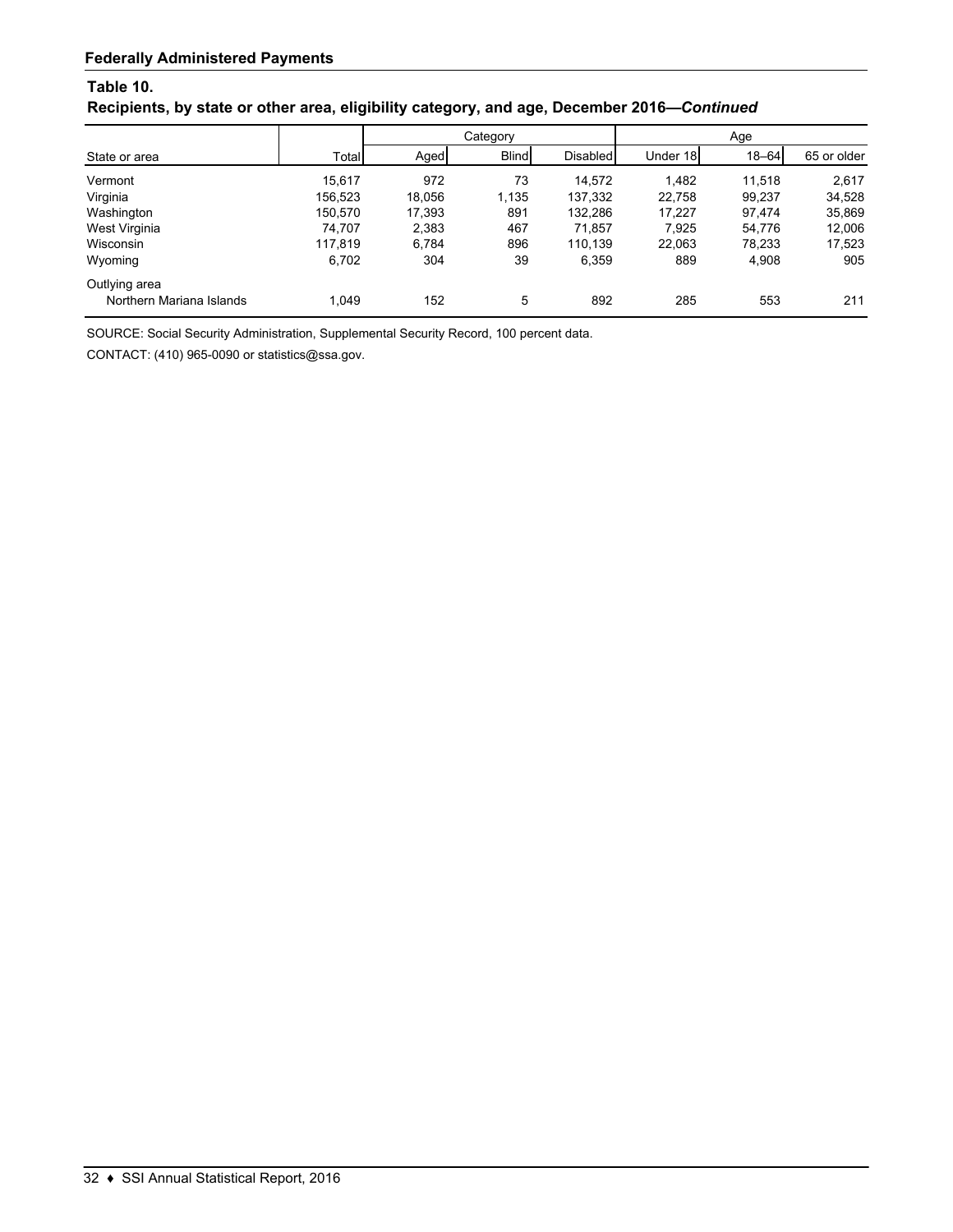**Federally Administered Payments**

**Table 10.**
**Recipients, by state or other area, eligibility category, and age, December 2016—*Continued***

| State or area | Total | Category | | | Age | | |
|---|---|---|---|---|---|---|---|
| | | Aged | Blind | Disabled | Under 18 | 18–64 | 65 or older |
| Vermont | 15,617 | 972 | 73 | 14,572 | 1,482 | 11,518 | 2,617 |
| Virginia | 156,523 | 18,056 | 1,135 | 137,332 | 22,758 | 99,237 | 34,528 |
| Washington | 150,570 | 17,393 | 891 | 132,286 | 17,227 | 97,474 | 35,869 |
| West Virginia | 74,707 | 2,383 | 467 | 71,857 | 7,925 | 54,776 | 12,006 |
| Wisconsin | 117,819 | 6,784 | 896 | 110,139 | 22,063 | 78,233 | 17,523 |
| Wyoming | 6,702 | 304 | 39 | 6,359 | 889 | 4,908 | 905 |
| Outlying area | | | | | | | |
| Northern Mariana Islands | 1,049 | 152 | 5 | 892 | 285 | 553 | 211 |

SOURCE: Social Security Administration, Supplemental Security Record, 100 percent data.

CONTACT: (410) 965-0090 or statistics@ssa.gov.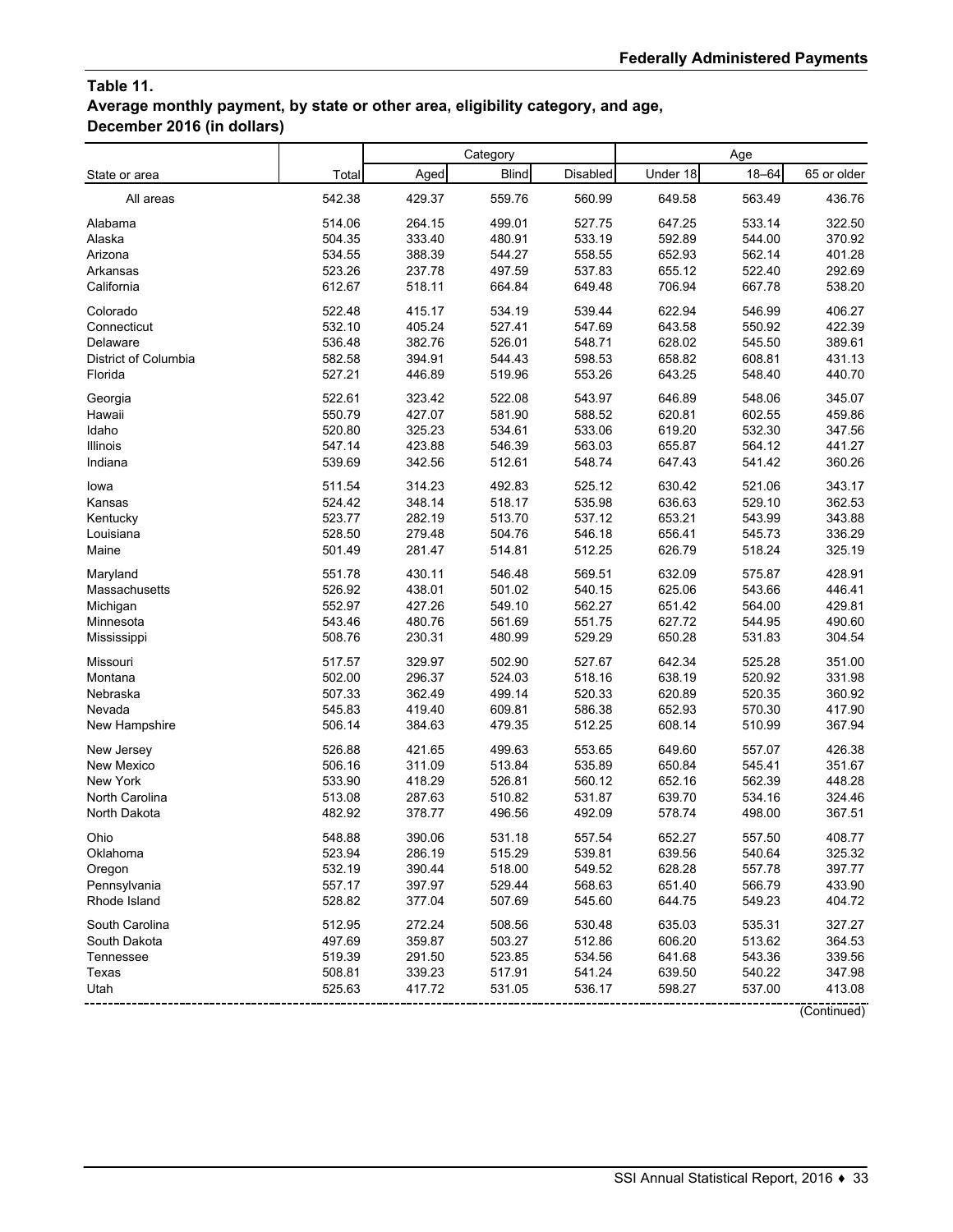**Table 11.**
**Average monthly payment, by state or other area, eligibility category, and age, December 2016 (in dollars)**

| State or area | Total | Category | | | Age | | |
|---|---|---|---|---|---|---|---|
| | | Aged | Blind | Disabled | Under 18 | 18–64 | 65 or older |
| All areas | 542.38 | 429.37 | 559.76 | 560.99 | 649.58 | 563.49 | 436.76 |
| Alabama | 514.06 | 264.15 | 499.01 | 527.75 | 647.25 | 533.14 | 322.50 |
| Alaska | 504.35 | 333.40 | 480.91 | 533.19 | 592.89 | 544.00 | 370.92 |
| Arizona | 534.55 | 388.39 | 544.27 | 558.55 | 652.93 | 562.14 | 401.28 |
| Arkansas | 523.26 | 237.78 | 497.59 | 537.83 | 655.12 | 522.40 | 292.69 |
| California | 612.67 | 518.11 | 664.84 | 649.48 | 706.94 | 667.78 | 538.20 |
| Colorado | 522.48 | 415.17 | 534.19 | 539.44 | 622.94 | 546.99 | 406.27 |
| Connecticut | 532.10 | 405.24 | 527.41 | 547.69 | 643.58 | 550.92 | 422.39 |
| Delaware | 536.48 | 382.76 | 526.01 | 548.71 | 628.02 | 545.50 | 389.61 |
| District of Columbia | 582.58 | 394.91 | 544.43 | 598.53 | 658.82 | 608.81 | 431.13 |
| Florida | 527.21 | 446.89 | 519.96 | 553.26 | 643.25 | 548.40 | 440.70 |
| Georgia | 522.61 | 323.42 | 522.08 | 543.97 | 646.89 | 548.06 | 345.07 |
| Hawaii | 550.79 | 427.07 | 581.90 | 588.52 | 620.81 | 602.55 | 459.86 |
| Idaho | 520.80 | 325.23 | 534.61 | 533.06 | 619.20 | 532.30 | 347.56 |
| Illinois | 547.14 | 423.88 | 546.39 | 563.03 | 655.87 | 564.12 | 441.27 |
| Indiana | 539.69 | 342.56 | 512.61 | 548.74 | 647.43 | 541.42 | 360.26 |
| Iowa | 511.54 | 314.23 | 492.83 | 525.12 | 630.42 | 521.06 | 343.17 |
| Kansas | 524.42 | 348.14 | 518.17 | 535.98 | 636.63 | 529.10 | 362.53 |
| Kentucky | 523.77 | 282.19 | 513.70 | 537.12 | 653.21 | 543.99 | 343.88 |
| Louisiana | 528.50 | 279.48 | 504.76 | 546.18 | 656.41 | 545.73 | 336.29 |
| Maine | 501.49 | 281.47 | 514.81 | 512.25 | 626.79 | 518.24 | 325.19 |
| Maryland | 551.78 | 430.11 | 546.48 | 569.51 | 632.09 | 575.87 | 428.91 |
| Massachusetts | 526.92 | 438.01 | 501.02 | 540.15 | 625.06 | 543.66 | 446.41 |
| Michigan | 552.97 | 427.26 | 549.10 | 562.27 | 651.42 | 564.00 | 429.81 |
| Minnesota | 543.46 | 480.76 | 561.69 | 551.75 | 627.72 | 544.95 | 490.60 |
| Mississippi | 508.76 | 230.31 | 480.99 | 529.29 | 650.28 | 531.83 | 304.54 |
| Missouri | 517.57 | 329.97 | 502.90 | 527.67 | 642.34 | 525.28 | 351.00 |
| Montana | 502.00 | 296.37 | 524.03 | 518.16 | 638.19 | 520.92 | 331.98 |
| Nebraska | 507.33 | 362.49 | 499.14 | 520.33 | 620.89 | 520.35 | 360.92 |
| Nevada | 545.83 | 419.40 | 609.81 | 586.38 | 652.93 | 570.30 | 417.90 |
| New Hampshire | 506.14 | 384.63 | 479.35 | 512.25 | 608.14 | 510.99 | 367.94 |
| New Jersey | 526.88 | 421.65 | 499.63 | 553.65 | 649.60 | 557.07 | 426.38 |
| New Mexico | 506.16 | 311.09 | 513.84 | 535.89 | 650.84 | 545.41 | 351.67 |
| New York | 533.90 | 418.29 | 526.81 | 560.12 | 652.16 | 562.39 | 448.28 |
| North Carolina | 513.08 | 287.63 | 510.82 | 531.87 | 639.70 | 534.16 | 324.46 |
| North Dakota | 482.92 | 378.77 | 496.56 | 492.09 | 578.74 | 498.00 | 367.51 |
| Ohio | 548.88 | 390.06 | 531.18 | 557.54 | 652.27 | 557.50 | 408.77 |
| Oklahoma | 523.94 | 286.19 | 515.29 | 539.81 | 639.56 | 540.64 | 325.32 |
| Oregon | 532.19 | 390.44 | 518.00 | 549.52 | 628.28 | 557.78 | 397.77 |
| Pennsylvania | 557.17 | 397.97 | 529.44 | 568.63 | 651.40 | 566.79 | 433.90 |
| Rhode Island | 528.82 | 377.04 | 507.69 | 545.60 | 644.75 | 549.23 | 404.72 |
| South Carolina | 512.95 | 272.24 | 508.56 | 530.48 | 635.03 | 535.31 | 327.27 |
| South Dakota | 497.69 | 359.87 | 503.27 | 512.86 | 606.20 | 513.62 | 364.53 |
| Tennessee | 519.39 | 291.50 | 523.85 | 534.56 | 641.68 | 543.36 | 339.56 |
| Texas | 508.81 | 339.23 | 517.91 | 541.24 | 639.50 | 540.22 | 347.98 |
| Utah | 525.63 | 417.72 | 531.05 | 536.17 | 598.27 | 537.00 | 413.08 |

(Continued)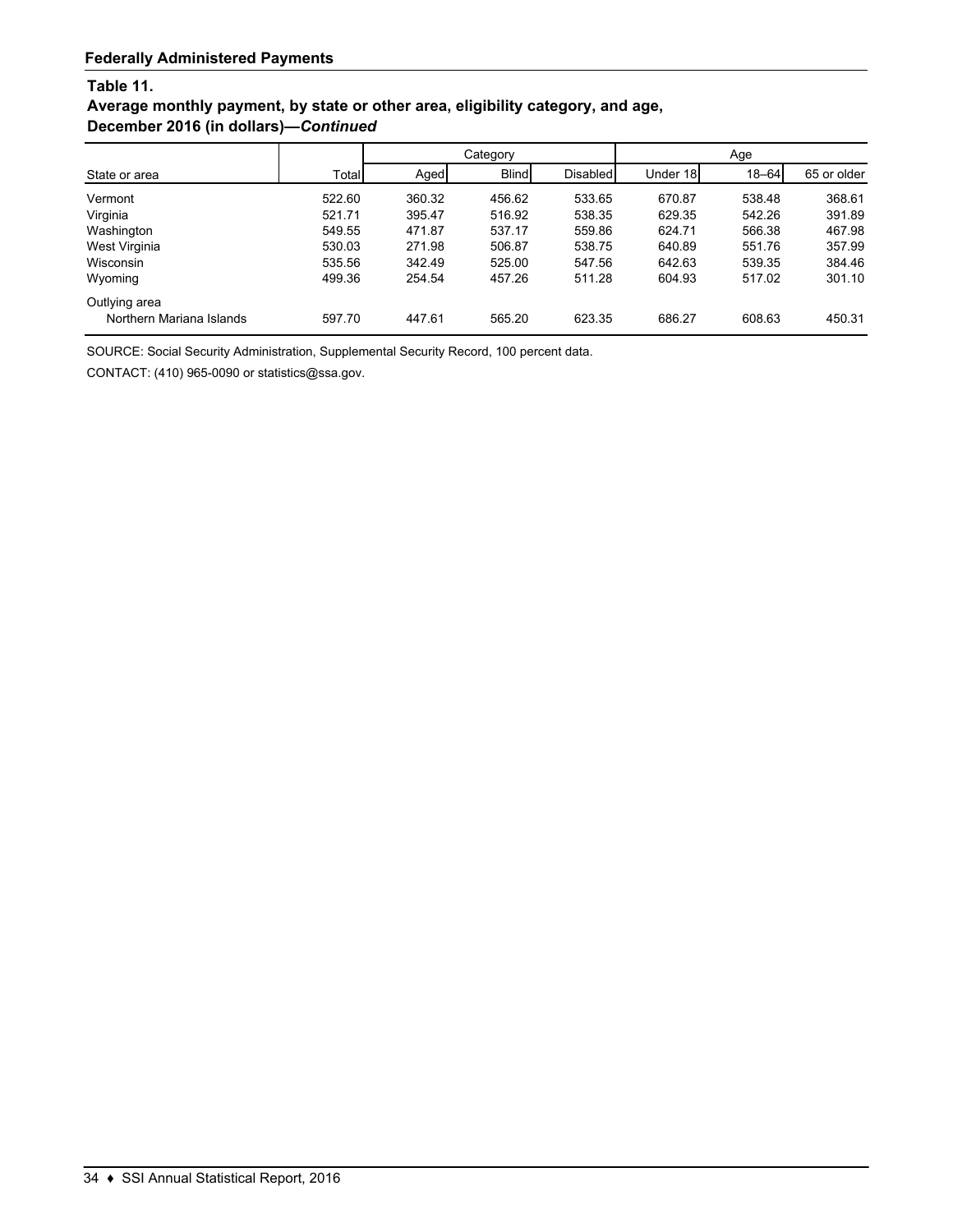## Federally Administered Payments

### Table 11.
**Average monthly payment, by state or other area, eligibility category, and age, December 2016 (in dollars)—*Continued***

| State or area | Total | Category | | | Age | | |
|---|---|---|---|---|---|---|---|
| | | Aged | Blind | Disabled | Under 18 | 18–64 | 65 or older |
| Vermont | 522.60 | 360.32 | 456.62 | 533.65 | 670.87 | 538.48 | 368.61 |
| Virginia | 521.71 | 395.47 | 516.92 | 538.35 | 629.35 | 542.26 | 391.89 |
| Washington | 549.55 | 471.87 | 537.17 | 559.86 | 624.71 | 566.38 | 467.98 |
| West Virginia | 530.03 | 271.98 | 506.87 | 538.75 | 640.89 | 551.76 | 357.99 |
| Wisconsin | 535.56 | 342.49 | 525.00 | 547.56 | 642.63 | 539.35 | 384.46 |
| Wyoming | 499.36 | 254.54 | 457.26 | 511.28 | 604.93 | 517.02 | 301.10 |
| Outlying area | | | | | | | |
| Northern Mariana Islands | 597.70 | 447.61 | 565.20 | 623.35 | 686.27 | 608.63 | 450.31 |

SOURCE: Social Security Administration, Supplemental Security Record, 100 percent data.

CONTACT: (410) 965-0090 or statistics@ssa.gov.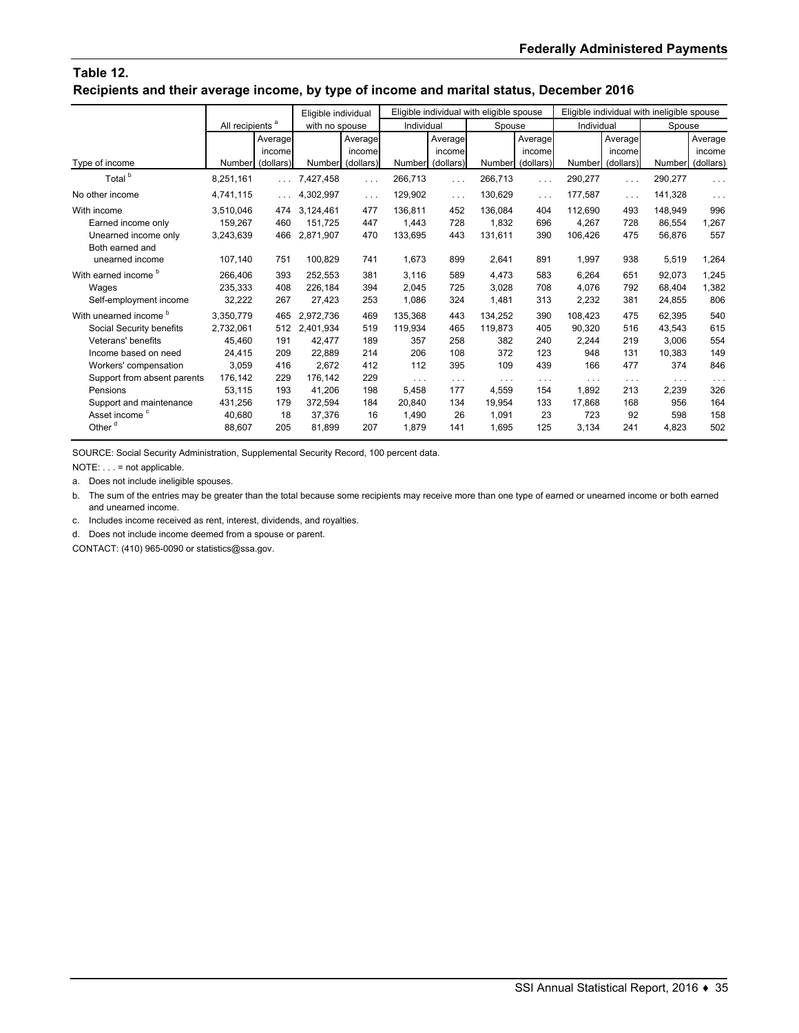## Table 12.
## Recipients and their average income, by type of income and marital status, December 2016

| Type of income | All recipients [a] | | Eligible individual with no spouse | | Eligible individual with eligible spouse | | | | Eligible individual with ineligible spouse | | | |
|---|---|---|---|---|---|---|---|---|---|---|---|---|
| | | | | | Individual | | Spouse | | Individual | | Spouse | |
| | Number | Average income (dollars) | Number | Average income (dollars) | Number | Average income (dollars) | Number | Average income (dollars) | Number | Average income (dollars) | Number | Average income (dollars) |
| Total [b] | 8,251,161 | . . . | 7,427,458 | . . . | 266,713 | . . . | 266,713 | . . . | 290,277 | . . . | 290,277 | . . . |
| No other income | 4,741,115 | . . . | 4,302,997 | . . . | 129,902 | . . . | 130,629 | . . . | 177,587 | . . . | 141,328 | . . . |
| With income | 3,510,046 | 474 | 3,124,461 | 477 | 136,811 | 452 | 136,084 | 404 | 112,690 | 493 | 148,949 | 996 |
| Earned income only | 159,267 | 460 | 151,725 | 447 | 1,443 | 728 | 1,832 | 696 | 4,267 | 728 | 86,554 | 1,267 |
| Unearned income only | 3,243,639 | 466 | 2,871,907 | 470 | 133,695 | 443 | 131,611 | 390 | 106,426 | 475 | 56,876 | 557 |
| Both earned and unearned income | 107,140 | 751 | 100,829 | 741 | 1,673 | 899 | 2,641 | 891 | 1,997 | 938 | 5,519 | 1,264 |
| With earned income [b] | 266,406 | 393 | 252,553 | 381 | 3,116 | 589 | 4,473 | 583 | 6,264 | 651 | 92,073 | 1,245 |
| Wages | 235,333 | 408 | 226,184 | 394 | 2,045 | 725 | 3,028 | 708 | 4,076 | 792 | 68,404 | 1,382 |
| Self-employment income | 32,222 | 267 | 27,423 | 253 | 1,086 | 324 | 1,481 | 313 | 2,232 | 381 | 24,855 | 806 |
| With unearned income [b] | 3,350,779 | 465 | 2,972,736 | 469 | 135,368 | 443 | 134,252 | 390 | 108,423 | 475 | 62,395 | 540 |
| Social Security benefits | 2,732,061 | 512 | 2,401,934 | 519 | 119,934 | 465 | 119,873 | 405 | 90,320 | 516 | 43,543 | 615 |
| Veterans' benefits | 45,460 | 191 | 42,477 | 189 | 357 | 258 | 382 | 240 | 2,244 | 219 | 3,006 | 554 |
| Income based on need | 24,415 | 209 | 22,889 | 214 | 206 | 108 | 372 | 123 | 948 | 131 | 10,383 | 149 |
| Workers' compensation | 3,059 | 416 | 2,672 | 412 | 112 | 395 | 109 | 439 | 166 | 477 | 374 | 846 |
| Support from absent parents | 176,142 | 229 | 176,142 | 229 | . . . | . . . | . . . | . . . | . . . | . . . | . . . | . . . |
| Pensions | 53,115 | 193 | 41,206 | 198 | 5,458 | 177 | 4,559 | 154 | 1,892 | 213 | 2,239 | 326 |
| Support and maintenance | 431,256 | 179 | 372,594 | 184 | 20,840 | 134 | 19,954 | 133 | 17,868 | 168 | 956 | 164 |
| Asset income [c] | 40,680 | 18 | 37,376 | 16 | 1,490 | 26 | 1,091 | 23 | 723 | 92 | 598 | 158 |
| Other [d] | 88,607 | 205 | 81,899 | 207 | 1,879 | 141 | 1,695 | 125 | 3,134 | 241 | 4,823 | 502 |

SOURCE: Social Security Administration, Supplemental Security Record, 100 percent data.

NOTE: . . . = not applicable.

a. Does not include ineligible spouses.

b. The sum of the entries may be greater than the total because some recipients may receive more than one type of earned or unearned income or both earned and unearned income.

c. Includes income received as rent, interest, dividends, and royalties.

d. Does not include income deemed from a spouse or parent.

CONTACT: (410) 965-0090 or statistics@ssa.gov.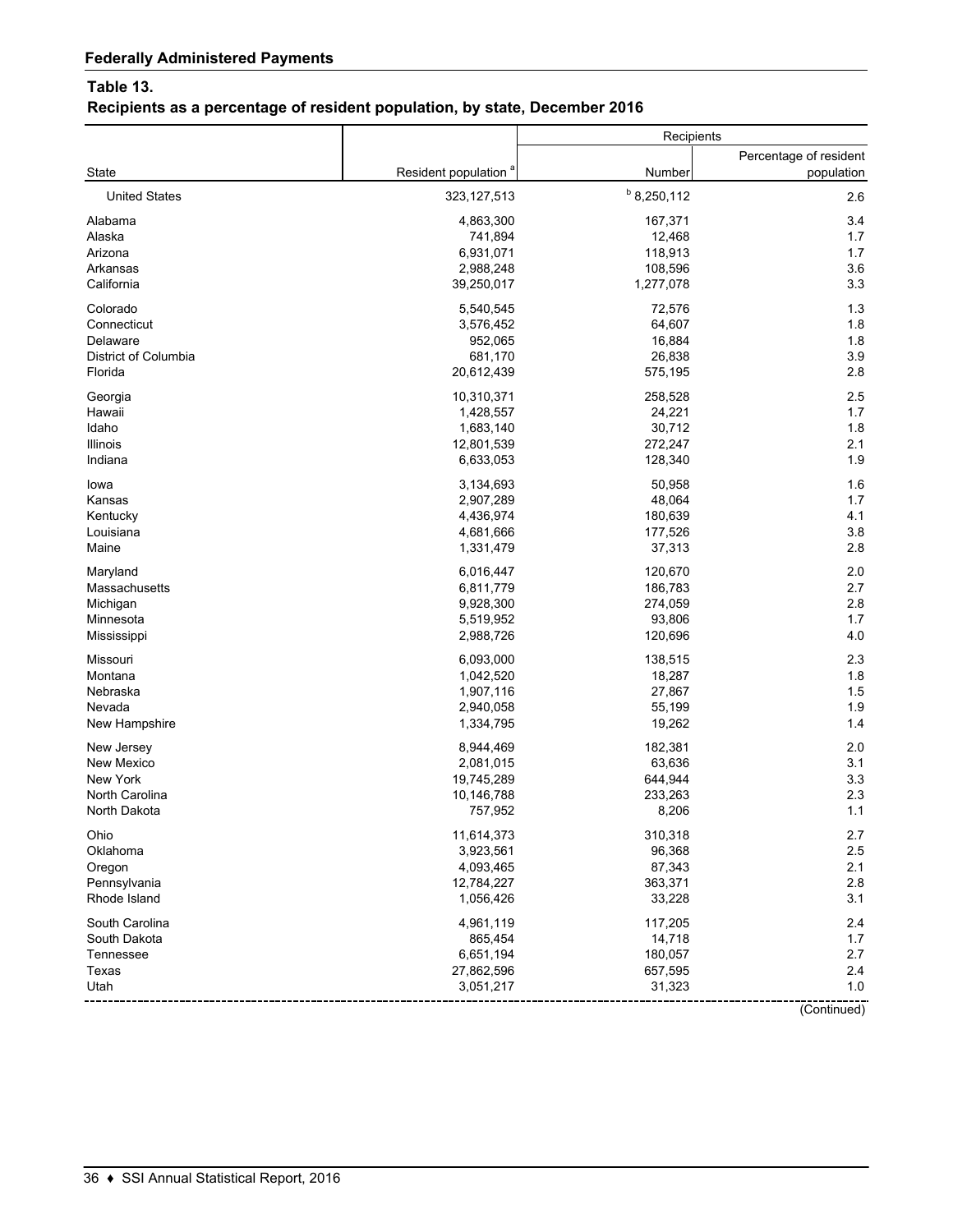## Federally Administered Payments

### Table 13. Recipients as a percentage of resident population, by state, December 2016

| | | Recipients | |
|---|---|---|---|
| State | Resident population [a] | Number | Percentage of resident population |
| United States | 323,127,513 | [b] 8,250,112 | 2.6 |
| Alabama | 4,863,300 | 167,371 | 3.4 |
| Alaska | 741,894 | 12,468 | 1.7 |
| Arizona | 6,931,071 | 118,913 | 1.7 |
| Arkansas | 2,988,248 | 108,596 | 3.6 |
| California | 39,250,017 | 1,277,078 | 3.3 |
| Colorado | 5,540,545 | 72,576 | 1.3 |
| Connecticut | 3,576,452 | 64,607 | 1.8 |
| Delaware | 952,065 | 16,884 | 1.8 |
| District of Columbia | 681,170 | 26,838 | 3.9 |
| Florida | 20,612,439 | 575,195 | 2.8 |
| Georgia | 10,310,371 | 258,528 | 2.5 |
| Hawaii | 1,428,557 | 24,221 | 1.7 |
| Idaho | 1,683,140 | 30,712 | 1.8 |
| Illinois | 12,801,539 | 272,247 | 2.1 |
| Indiana | 6,633,053 | 128,340 | 1.9 |
| Iowa | 3,134,693 | 50,958 | 1.6 |
| Kansas | 2,907,289 | 48,064 | 1.7 |
| Kentucky | 4,436,974 | 180,639 | 4.1 |
| Louisiana | 4,681,666 | 177,526 | 3.8 |
| Maine | 1,331,479 | 37,313 | 2.8 |
| Maryland | 6,016,447 | 120,670 | 2.0 |
| Massachusetts | 6,811,779 | 186,783 | 2.7 |
| Michigan | 9,928,300 | 274,059 | 2.8 |
| Minnesota | 5,519,952 | 93,806 | 1.7 |
| Mississippi | 2,988,726 | 120,696 | 4.0 |
| Missouri | 6,093,000 | 138,515 | 2.3 |
| Montana | 1,042,520 | 18,287 | 1.8 |
| Nebraska | 1,907,116 | 27,867 | 1.5 |
| Nevada | 2,940,058 | 55,199 | 1.9 |
| New Hampshire | 1,334,795 | 19,262 | 1.4 |
| New Jersey | 8,944,469 | 182,381 | 2.0 |
| New Mexico | 2,081,015 | 63,636 | 3.1 |
| New York | 19,745,289 | 644,944 | 3.3 |
| North Carolina | 10,146,788 | 233,263 | 2.3 |
| North Dakota | 757,952 | 8,206 | 1.1 |
| Ohio | 11,614,373 | 310,318 | 2.7 |
| Oklahoma | 3,923,561 | 96,368 | 2.5 |
| Oregon | 4,093,465 | 87,343 | 2.1 |
| Pennsylvania | 12,784,227 | 363,371 | 2.8 |
| Rhode Island | 1,056,426 | 33,228 | 3.1 |
| South Carolina | 4,961,119 | 117,205 | 2.4 |
| South Dakota | 865,454 | 14,718 | 1.7 |
| Tennessee | 6,651,194 | 180,057 | 2.7 |
| Texas | 27,862,596 | 657,595 | 2.4 |
| Utah | 3,051,217 | 31,323 | 1.0 |

(Continued)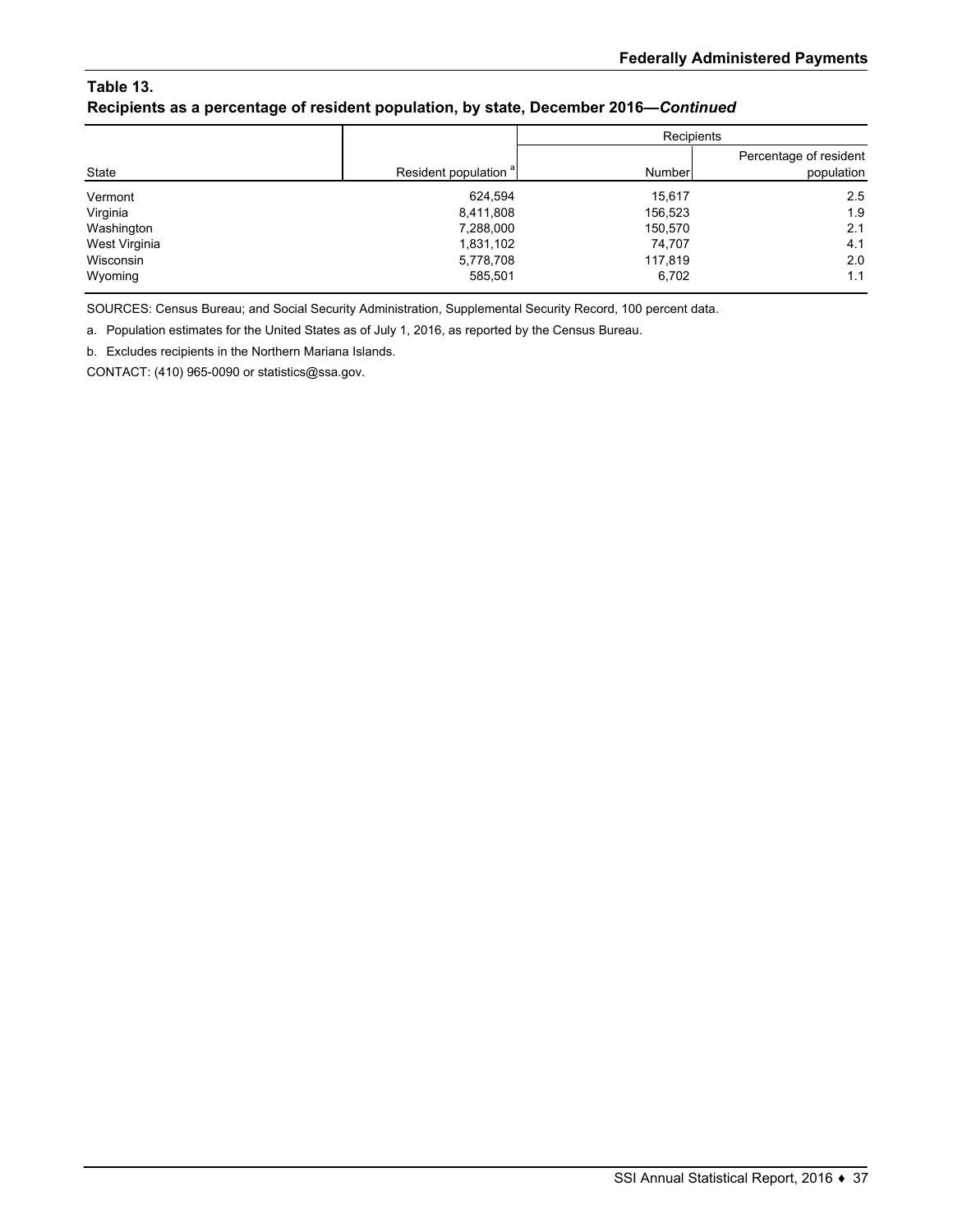## Table 13.
**Recipients as a percentage of resident population, by state, December 2016—*Continued***

| State | Resident population [a] | Recipients | |
|---|---|---|---|
| | | Number | Percentage of resident population |
| Vermont | 624,594 | 15,617 | 2.5 |
| Virginia | 8,411,808 | 156,523 | 1.9 |
| Washington | 7,288,000 | 150,570 | 2.1 |
| West Virginia | 1,831,102 | 74,707 | 4.1 |
| Wisconsin | 5,778,708 | 117,819 | 2.0 |
| Wyoming | 585,501 | 6,702 | 1.1 |

SOURCES: Census Bureau; and Social Security Administration, Supplemental Security Record, 100 percent data.

a. Population estimates for the United States as of July 1, 2016, as reported by the Census Bureau.

b. Excludes recipients in the Northern Mariana Islands.

CONTACT: (410) 965-0090 or statistics@ssa.gov.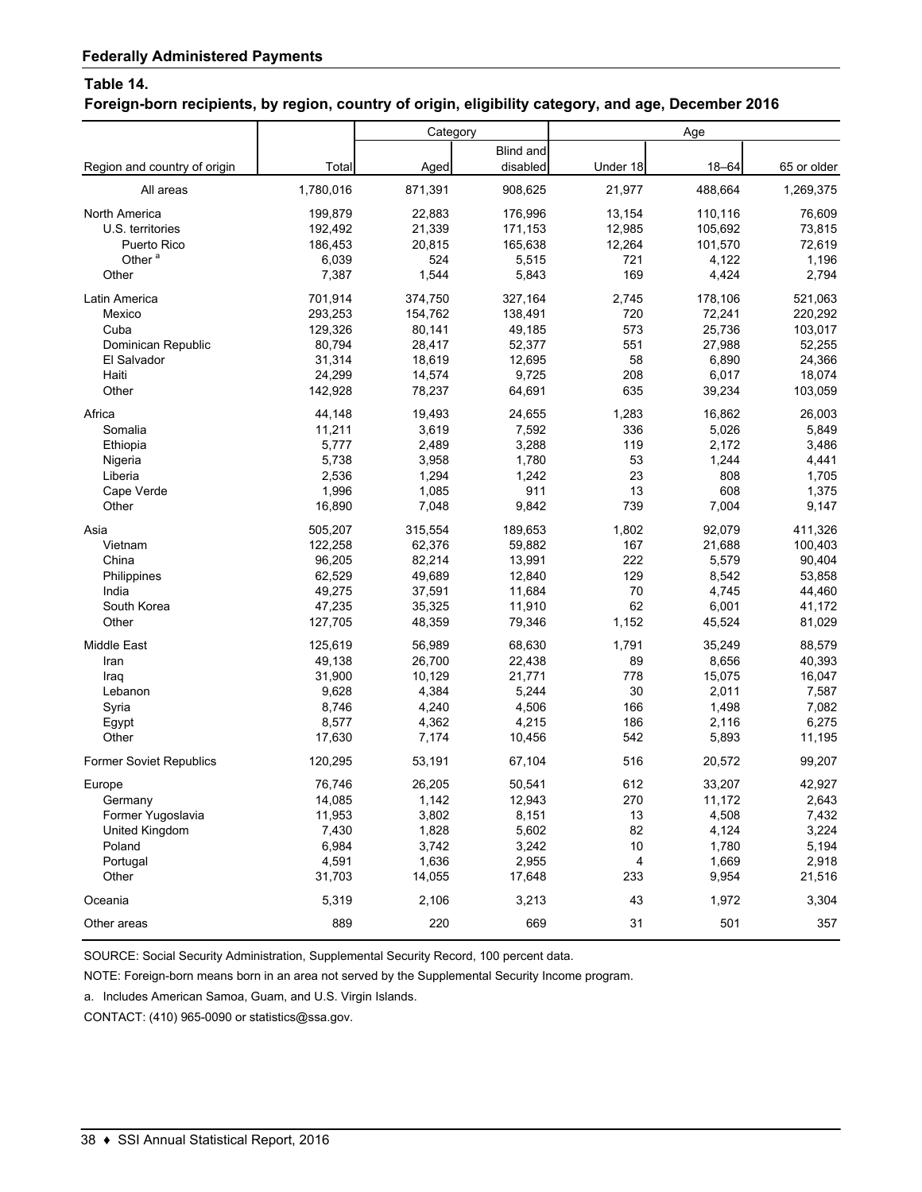**Federally Administered Payments**

**Table 14.**

**Foreign-born recipients, by region, country of origin, eligibility category, and age, December 2016**

| Region and country of origin | Total | Category | | Age | | |
|---|---|---|---|---|---|---|
| | | Aged | Blind and disabled | Under 18 | 18–64 | 65 or older |
| All areas | 1,780,016 | 871,391 | 908,625 | 21,977 | 488,664 | 1,269,375 |
| North America | 199,879 | 22,883 | 176,996 | 13,154 | 110,116 | 76,609 |
| U.S. territories | 192,492 | 21,339 | 171,153 | 12,985 | 105,692 | 73,815 |
| Puerto Rico | 186,453 | 20,815 | 165,638 | 12,264 | 101,570 | 72,619 |
| Other [a] | 6,039 | 524 | 5,515 | 721 | 4,122 | 1,196 |
| Other | 7,387 | 1,544 | 5,843 | 169 | 4,424 | 2,794 |
| Latin America | 701,914 | 374,750 | 327,164 | 2,745 | 178,106 | 521,063 |
| Mexico | 293,253 | 154,762 | 138,491 | 720 | 72,241 | 220,292 |
| Cuba | 129,326 | 80,141 | 49,185 | 573 | 25,736 | 103,017 |
| Dominican Republic | 80,794 | 28,417 | 52,377 | 551 | 27,988 | 52,255 |
| El Salvador | 31,314 | 18,619 | 12,695 | 58 | 6,890 | 24,366 |
| Haiti | 24,299 | 14,574 | 9,725 | 208 | 6,017 | 18,074 |
| Other | 142,928 | 78,237 | 64,691 | 635 | 39,234 | 103,059 |
| Africa | 44,148 | 19,493 | 24,655 | 1,283 | 16,862 | 26,003 |
| Somalia | 11,211 | 3,619 | 7,592 | 336 | 5,026 | 5,849 |
| Ethiopia | 5,777 | 2,489 | 3,288 | 119 | 2,172 | 3,486 |
| Nigeria | 5,738 | 3,958 | 1,780 | 53 | 1,244 | 4,441 |
| Liberia | 2,536 | 1,294 | 1,242 | 23 | 808 | 1,705 |
| Cape Verde | 1,996 | 1,085 | 911 | 13 | 608 | 1,375 |
| Other | 16,890 | 7,048 | 9,842 | 739 | 7,004 | 9,147 |
| Asia | 505,207 | 315,554 | 189,653 | 1,802 | 92,079 | 411,326 |
| Vietnam | 122,258 | 62,376 | 59,882 | 167 | 21,688 | 100,403 |
| China | 96,205 | 82,214 | 13,991 | 222 | 5,579 | 90,404 |
| Philippines | 62,529 | 49,689 | 12,840 | 129 | 8,542 | 53,858 |
| India | 49,275 | 37,591 | 11,684 | 70 | 4,745 | 44,460 |
| South Korea | 47,235 | 35,325 | 11,910 | 62 | 6,001 | 41,172 |
| Other | 127,705 | 48,359 | 79,346 | 1,152 | 45,524 | 81,029 |
| Middle East | 125,619 | 56,989 | 68,630 | 1,791 | 35,249 | 88,579 |
| Iran | 49,138 | 26,700 | 22,438 | 89 | 8,656 | 40,393 |
| Iraq | 31,900 | 10,129 | 21,771 | 778 | 15,075 | 16,047 |
| Lebanon | 9,628 | 4,384 | 5,244 | 30 | 2,011 | 7,587 |
| Syria | 8,746 | 4,240 | 4,506 | 166 | 1,498 | 7,082 |
| Egypt | 8,577 | 4,362 | 4,215 | 186 | 2,116 | 6,275 |
| Other | 17,630 | 7,174 | 10,456 | 542 | 5,893 | 11,195 |
| Former Soviet Republics | 120,295 | 53,191 | 67,104 | 516 | 20,572 | 99,207 |
| Europe | 76,746 | 26,205 | 50,541 | 612 | 33,207 | 42,927 |
| Germany | 14,085 | 1,142 | 12,943 | 270 | 11,172 | 2,643 |
| Former Yugoslavia | 11,953 | 3,802 | 8,151 | 13 | 4,508 | 7,432 |
| United Kingdom | 7,430 | 1,828 | 5,602 | 82 | 4,124 | 3,224 |
| Poland | 6,984 | 3,742 | 3,242 | 10 | 1,780 | 5,194 |
| Portugal | 4,591 | 1,636 | 2,955 | 4 | 1,669 | 2,918 |
| Other | 31,703 | 14,055 | 17,648 | 233 | 9,954 | 21,516 |
| Oceania | 5,319 | 2,106 | 3,213 | 43 | 1,972 | 3,304 |
| Other areas | 889 | 220 | 669 | 31 | 501 | 357 |

SOURCE: Social Security Administration, Supplemental Security Record, 100 percent data.

NOTE: Foreign-born means born in an area not served by the Supplemental Security Income program.

a. Includes American Samoa, Guam, and U.S. Virgin Islands.

CONTACT: (410) 965-0090 or statistics@ssa.gov.